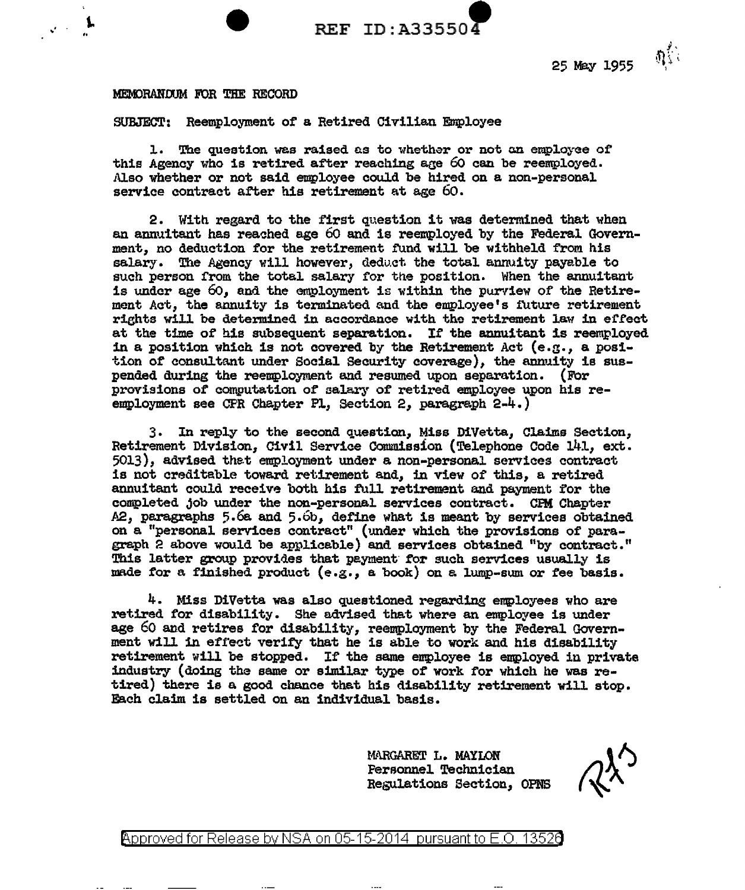REF ID:A335504

25 May 1955

MEMORANDUM FOR THE RECORD

SUBJECT: Reemployment of a Retired Civilian Employee

1. The question was raised as to whether or not an employee of this Agency who is retired after reaching age 60 can be reemployed. Also whether or not said employee could be hired on a non-personal service contract after his retirement at age 60.

2. With regard to the first question it was determined that when an annuitant has reached age 60 and is reemployed by the Federal Government, no deduction for the retirement fund will be withheld from his salary. The Agency will however, deduct the total annuity payable to such person from the total salary for the position. When the annuitant is under age 60, and the employment is within the purview of the Retirement Act, the annuity is terminated and the employee's future retirement rights will be determined in accordance with the retirement law in effect at the time of his subsequent separation. If the annuitant is reemployed in a position which is not covered by the Retirement Act (e.g., a position of consultant under Social Security coverage), the annuity is suspended during the reemployment and resumed upon separation. (For provisions of computation of salary of retired employee upon his reemployment see CPR Chapter P1, Section 2, paragraph 2-4.)

3. In reply to the second question, Miss DiVetta, Claims Section, Retirement Division, Civil Service Commission (Telephone Code 141, ext. 5013), advised that employment under a non-personal services contract is not creditable toward retirement and, in view of this, a retired annuitant could receive both his full retirement and payment for the completed job under the non-personal services contract. CPM Chapter A2, paragraphs 5.6a and 5.6b, define what is meant by services obtained on a "personal services contract" (under which the provisions of paragraph 2 above would be applicable) and services obtained "by contract." This latter group provides that payment for such services usually is made for a finished product (e.g., a book) on a lump-sum or fee basis.

4. Miss DiVetta was also questioned regarding employees who are retired for disability. She advised that where an employee is under age 60 and retires for disability, reemployment by the Federal Government will in effect verify that he is able to work and his disability retirement will be stopped. If the same employee is employed in private industry (doing the same or similar type of work for which he was retired) there is a good chance that his disability retirement will stop. Each claim is settled on an individual basis.

MARGARET L. MAYLON
Personnel Technician
Regulations Section, OPNS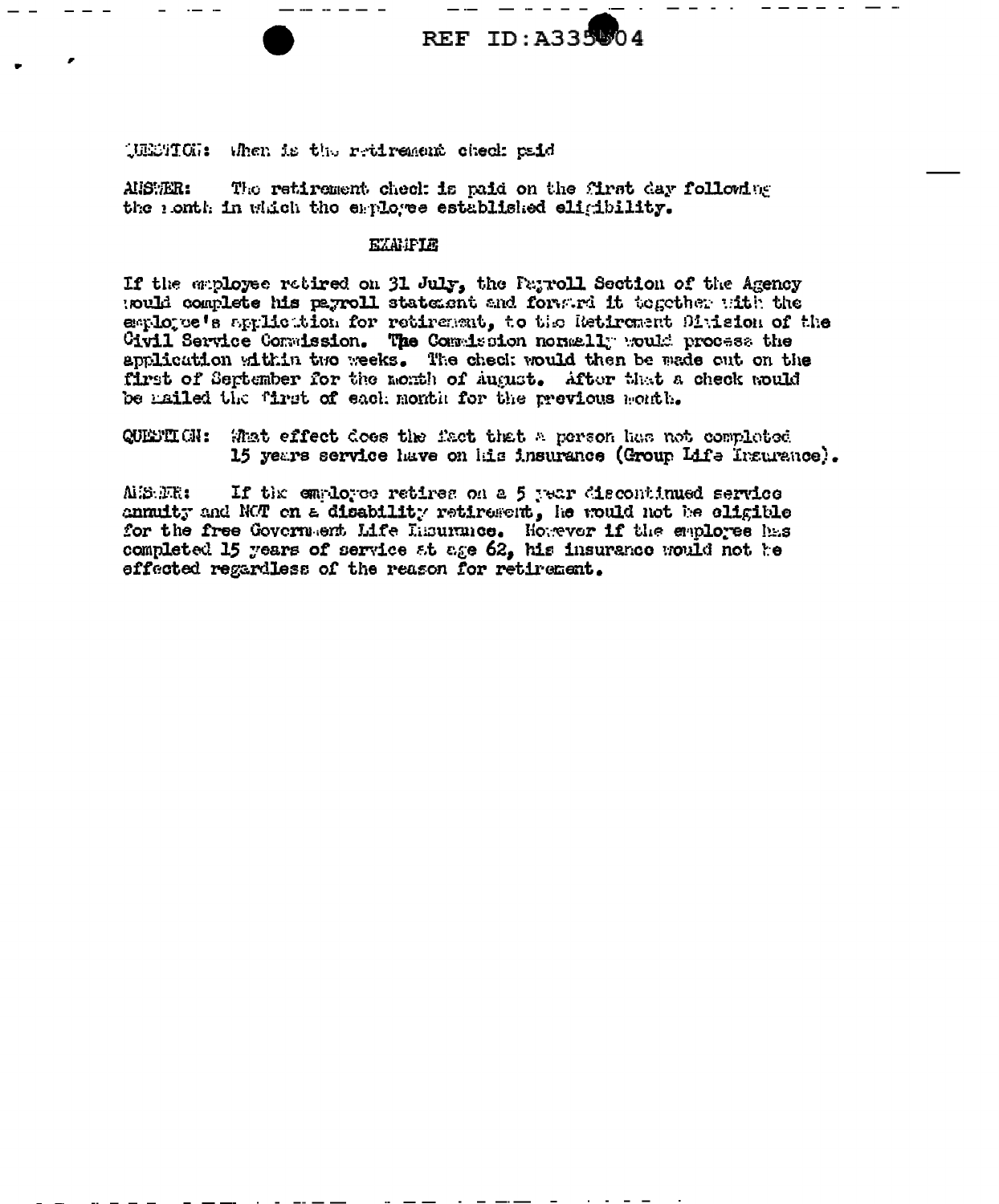QUESTION: When is the retirement check paid

ANSWER: The retirement check is paid on the first day following the month in which the employee established eligibility.

EXAMPLE

If the employee retired on 31 July, the Payroll Section of the Agency would complete his payroll statement and forward it together with the employee's application for retirement, to the Retirement Division of the Civil Service Commission. The Commission normally would process the application within two weeks. The check would then be made out on the first of September for the month of August. After that a check would be mailed the first of each month for the previous month.

QUESTION: What effect does the fact that a person has not completed 15 years service have on his insurance (Group Life Insurance).

ANSWER: If the employee retires on a 5 year discontinued service annuity and NOT on a disability retirement, he would not be eligible for the free Government Life Insurance. However if the employee has completed 15 years of service at age 62, his insurance would not be effected regardless of the reason for retirement.